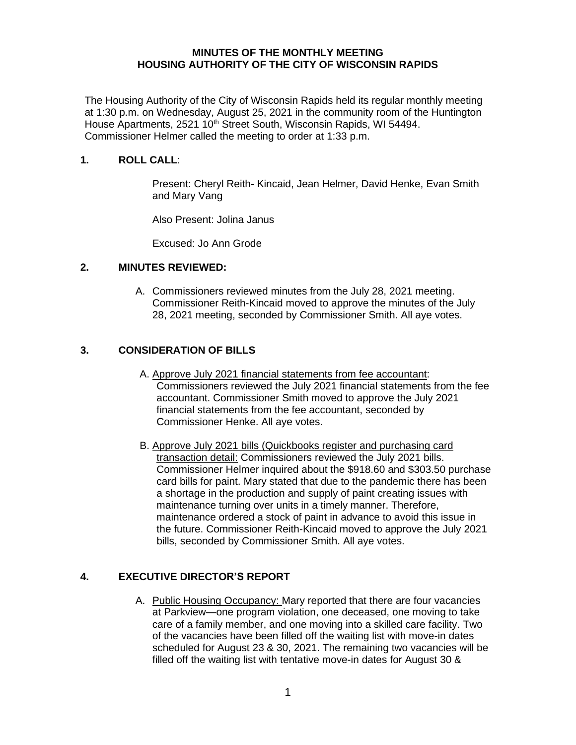**MINUTES OF THE MONTHLY MEETING**
**HOUSING AUTHORITY OF THE CITY OF WISCONSIN RAPIDS**

The Housing Authority of the City of Wisconsin Rapids held its regular monthly meeting at 1:30 p.m. on Wednesday, August 25, 2021 in the community room of the Huntington House Apartments, 2521 10th Street South, Wisconsin Rapids, WI 54494. Commissioner Helmer called the meeting to order at 1:33 p.m.

## 1. ROLL CALL:

Present: Cheryl Reith- Kincaid, Jean Helmer, David Henke, Evan Smith and Mary Vang

Also Present: Jolina Janus

Excused: Jo Ann Grode

## 2. MINUTES REVIEWED:

A. Commissioners reviewed minutes from the July 28, 2021 meeting. Commissioner Reith-Kincaid moved to approve the minutes of the July 28, 2021 meeting, seconded by Commissioner Smith. All aye votes.

## 3. CONSIDERATION OF BILLS

A. Approve July 2021 financial statements from fee accountant: Commissioners reviewed the July 2021 financial statements from the fee accountant. Commissioner Smith moved to approve the July 2021 financial statements from the fee accountant, seconded by Commissioner Henke. All aye votes.

B. Approve July 2021 bills (Quickbooks register and purchasing card transaction detail: Commissioners reviewed the July 2021 bills. Commissioner Helmer inquired about the $918.60 and $303.50 purchase card bills for paint. Mary stated that due to the pandemic there has been a shortage in the production and supply of paint creating issues with maintenance turning over units in a timely manner. Therefore, maintenance ordered a stock of paint in advance to avoid this issue in the future. Commissioner Reith-Kincaid moved to approve the July 2021 bills, seconded by Commissioner Smith. All aye votes.

## 4. EXECUTIVE DIRECTOR'S REPORT

A. Public Housing Occupancy: Mary reported that there are four vacancies at Parkview—one program violation, one deceased, one moving to take care of a family member, and one moving into a skilled care facility. Two of the vacancies have been filled off the waiting list with move-in dates scheduled for August 23 & 30, 2021. The remaining two vacancies will be filled off the waiting list with tentative move-in dates for August 30 &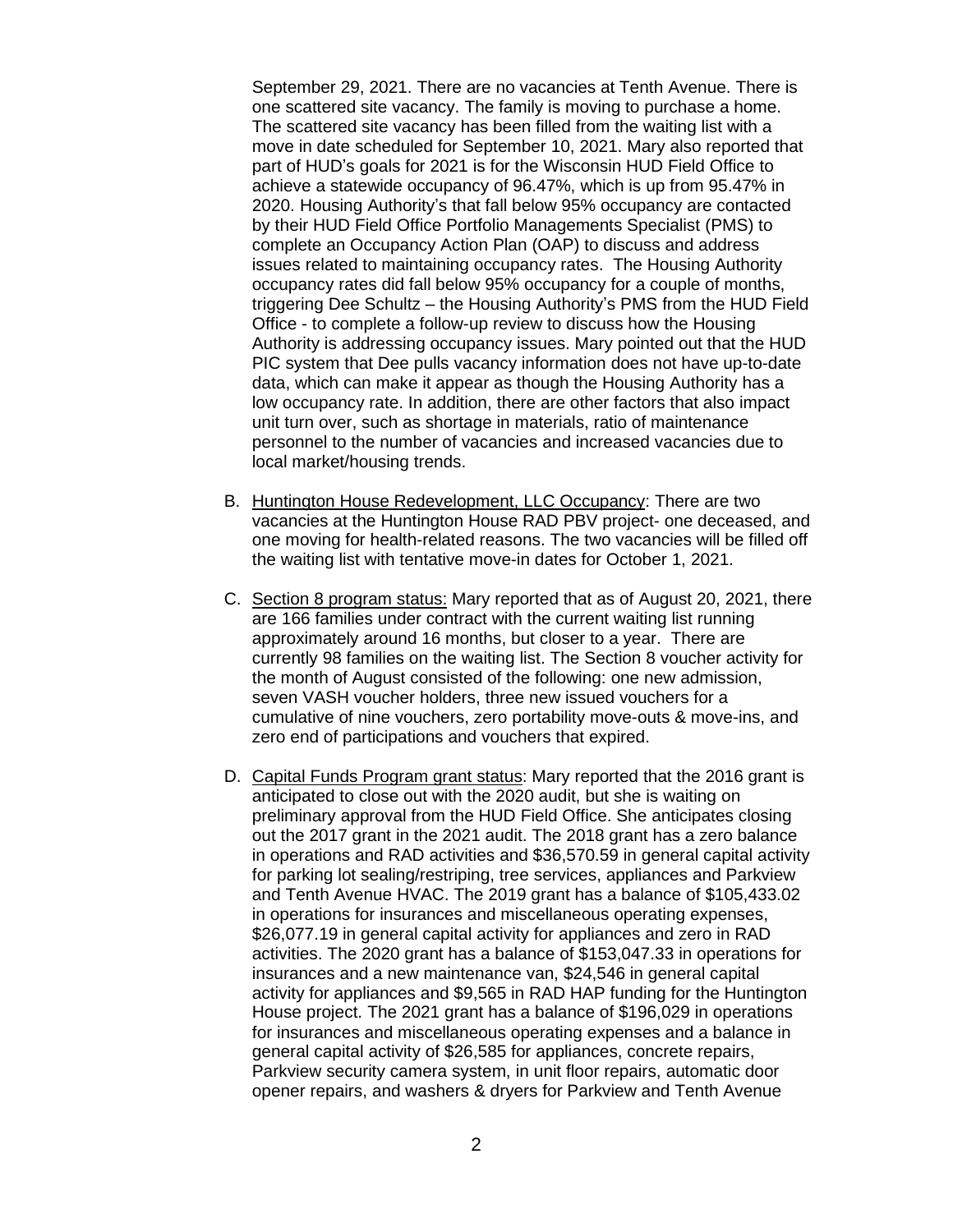September 29, 2021. There are no vacancies at Tenth Avenue. There is one scattered site vacancy. The family is moving to purchase a home. The scattered site vacancy has been filled from the waiting list with a move in date scheduled for September 10, 2021. Mary also reported that part of HUD's goals for 2021 is for the Wisconsin HUD Field Office to achieve a statewide occupancy of 96.47%, which is up from 95.47% in 2020. Housing Authority's that fall below 95% occupancy are contacted by their HUD Field Office Portfolio Managements Specialist (PMS) to complete an Occupancy Action Plan (OAP) to discuss and address issues related to maintaining occupancy rates. The Housing Authority occupancy rates did fall below 95% occupancy for a couple of months, triggering Dee Schultz – the Housing Authority's PMS from the HUD Field Office - to complete a follow-up review to discuss how the Housing Authority is addressing occupancy issues. Mary pointed out that the HUD PIC system that Dee pulls vacancy information does not have up-to-date data, which can make it appear as though the Housing Authority has a low occupancy rate. In addition, there are other factors that also impact unit turn over, such as shortage in materials, ratio of maintenance personnel to the number of vacancies and increased vacancies due to local market/housing trends.

B. Huntington House Redevelopment, LLC Occupancy: There are two vacancies at the Huntington House RAD PBV project- one deceased, and one moving for health-related reasons. The two vacancies will be filled off the waiting list with tentative move-in dates for October 1, 2021.

C. Section 8 program status: Mary reported that as of August 20, 2021, there are 166 families under contract with the current waiting list running approximately around 16 months, but closer to a year. There are currently 98 families on the waiting list. The Section 8 voucher activity for the month of August consisted of the following: one new admission, seven VASH voucher holders, three new issued vouchers for a cumulative of nine vouchers, zero portability move-outs & move-ins, and zero end of participations and vouchers that expired.

D. Capital Funds Program grant status: Mary reported that the 2016 grant is anticipated to close out with the 2020 audit, but she is waiting on preliminary approval from the HUD Field Office. She anticipates closing out the 2017 grant in the 2021 audit. The 2018 grant has a zero balance in operations and RAD activities and $36,570.59 in general capital activity for parking lot sealing/restriping, tree services, appliances and Parkview and Tenth Avenue HVAC. The 2019 grant has a balance of $105,433.02 in operations for insurances and miscellaneous operating expenses, $26,077.19 in general capital activity for appliances and zero in RAD activities. The 2020 grant has a balance of $153,047.33 in operations for insurances and a new maintenance van, $24,546 in general capital activity for appliances and $9,565 in RAD HAP funding for the Huntington House project. The 2021 grant has a balance of $196,029 in operations for insurances and miscellaneous operating expenses and a balance in general capital activity of $26,585 for appliances, concrete repairs, Parkview security camera system, in unit floor repairs, automatic door opener repairs, and washers & dryers for Parkview and Tenth Avenue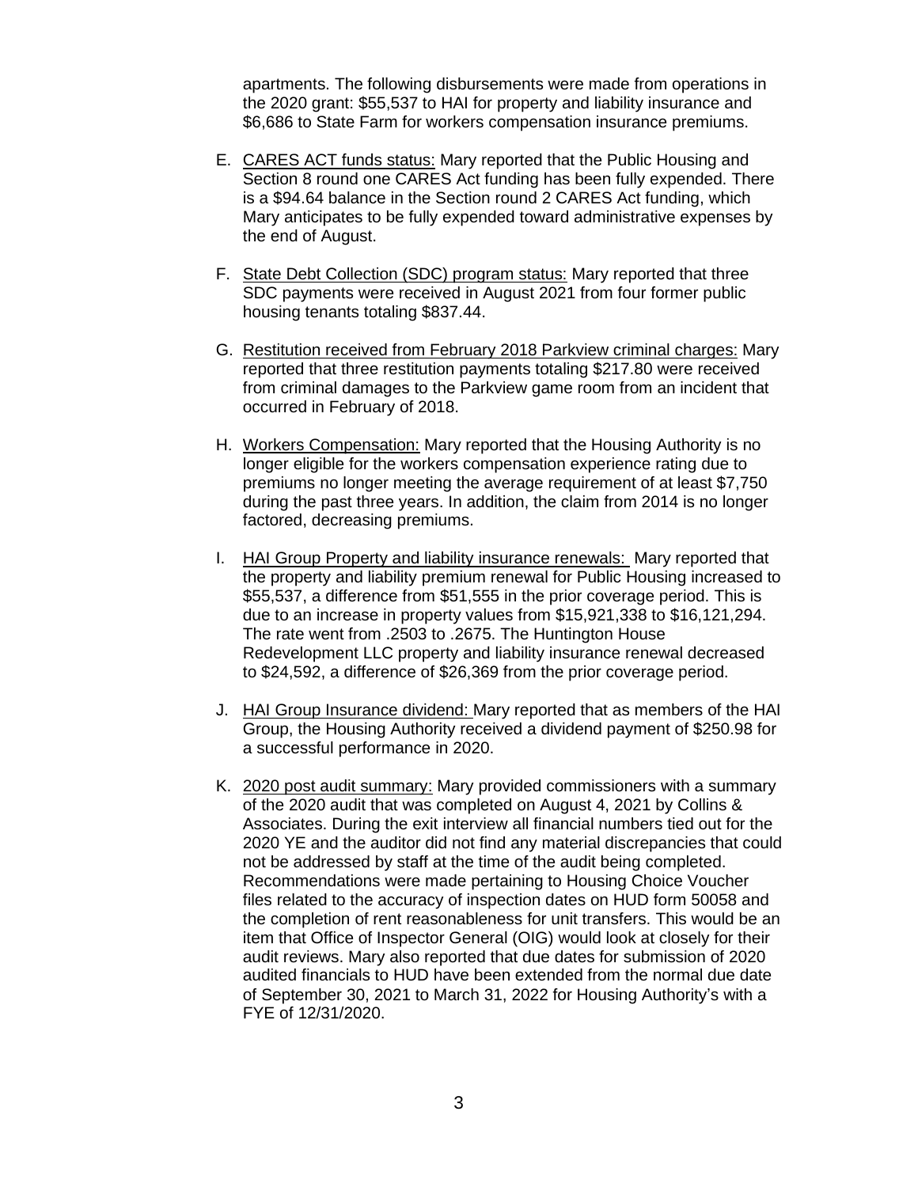apartments. The following disbursements were made from operations in the 2020 grant: $55,537 to HAI for property and liability insurance and $6,686 to State Farm for workers compensation insurance premiums.

E. <u>CARES ACT funds status:</u> Mary reported that the Public Housing and Section 8 round one CARES Act funding has been fully expended. There is a $94.64 balance in the Section round 2 CARES Act funding, which Mary anticipates to be fully expended toward administrative expenses by the end of August.

F. <u>State Debt Collection (SDC) program status:</u> Mary reported that three SDC payments were received in August 2021 from four former public housing tenants totaling $837.44.

G. <u>Restitution received from February 2018 Parkview criminal charges:</u> Mary reported that three restitution payments totaling $217.80 were received from criminal damages to the Parkview game room from an incident that occurred in February of 2018.

H. <u>Workers Compensation:</u> Mary reported that the Housing Authority is no longer eligible for the workers compensation experience rating due to premiums no longer meeting the average requirement of at least $7,750 during the past three years. In addition, the claim from 2014 is no longer factored, decreasing premiums.

I. <u>HAI Group Property and liability insurance renewals:</u> Mary reported that the property and liability premium renewal for Public Housing increased to $55,537, a difference from $51,555 in the prior coverage period. This is due to an increase in property values from $15,921,338 to $16,121,294. The rate went from .2503 to .2675. The Huntington House Redevelopment LLC property and liability insurance renewal decreased to $24,592, a difference of $26,369 from the prior coverage period.

J. <u>HAI Group Insurance dividend:</u> Mary reported that as members of the HAI Group, the Housing Authority received a dividend payment of $250.98 for a successful performance in 2020.

K. <u>2020 post audit summary:</u> Mary provided commissioners with a summary of the 2020 audit that was completed on August 4, 2021 by Collins & Associates. During the exit interview all financial numbers tied out for the 2020 YE and the auditor did not find any material discrepancies that could not be addressed by staff at the time of the audit being completed. Recommendations were made pertaining to Housing Choice Voucher files related to the accuracy of inspection dates on HUD form 50058 and the completion of rent reasonableness for unit transfers. This would be an item that Office of Inspector General (OIG) would look at closely for their audit reviews. Mary also reported that due dates for submission of 2020 audited financials to HUD have been extended from the normal due date of September 30, 2021 to March 31, 2022 for Housing Authority's with a FYE of 12/31/2020.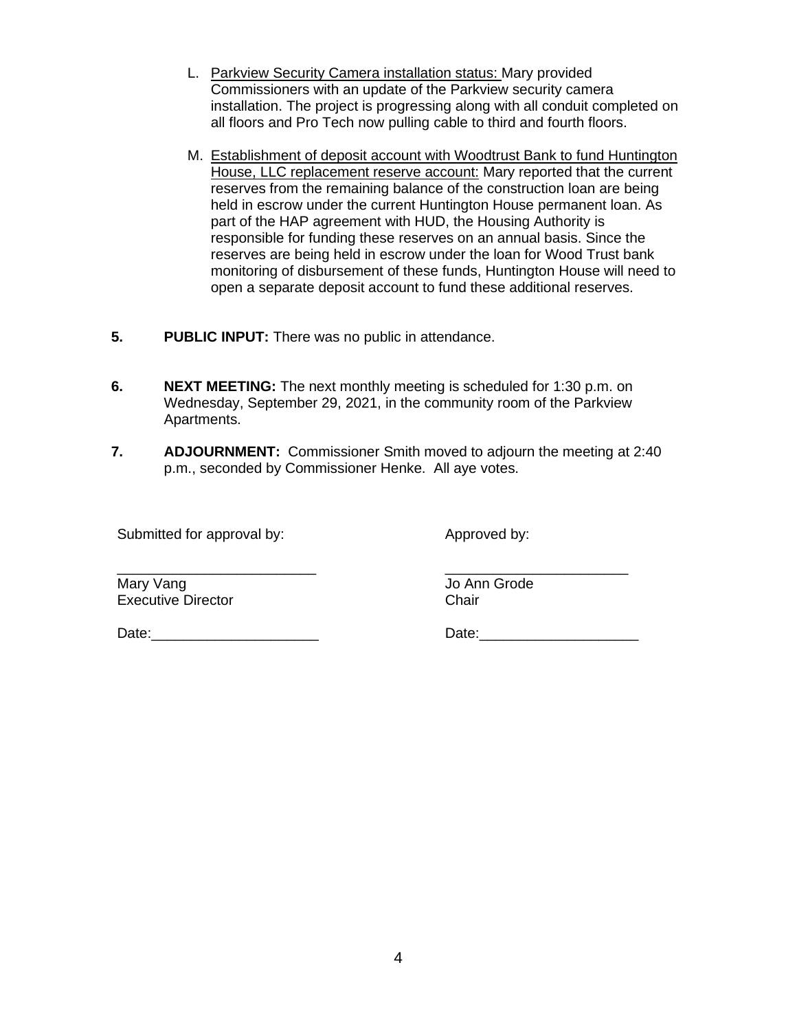L. <u>Parkview Security Camera installation status:</u> Mary provided Commissioners with an update of the Parkview security camera installation. The project is progressing along with all conduit completed on all floors and Pro Tech now pulling cable to third and fourth floors.

M. <u>Establishment of deposit account with Woodtrust Bank to fund Huntington House, LLC replacement reserve account:</u> Mary reported that the current reserves from the remaining balance of the construction loan are being held in escrow under the current Huntington House permanent loan. As part of the HAP agreement with HUD, the Housing Authority is responsible for funding these reserves on an annual basis. Since the reserves are being held in escrow under the loan for Wood Trust bank monitoring of disbursement of these funds, Huntington House will need to open a separate deposit account to fund these additional reserves.

**5. PUBLIC INPUT:** There was no public in attendance.

**6. NEXT MEETING:** The next monthly meeting is scheduled for 1:30 p.m. on Wednesday, September 29, 2021, in the community room of the Parkview Apartments.

**7. ADJOURNMENT:** Commissioner Smith moved to adjourn the meeting at 2:40 p.m., seconded by Commissioner Henke. All aye votes.

Submitted for approval by:

_________________________
Mary Vang
Executive Director

Date:_____________________

Approved by:

_______________________
Jo Ann Grode
Chair

Date:____________________